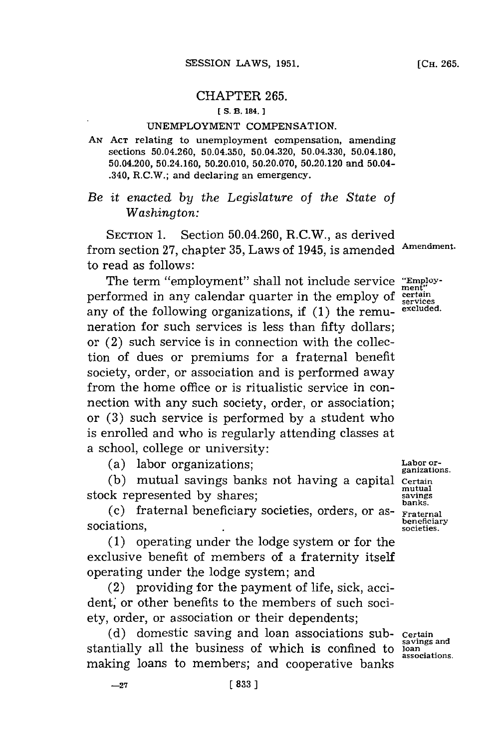# CHAPTER 265.

[ S. B. 184. ]

## UNEMPLOYMENT COMPENSATION.

AN ACT relating to unemployment compensation, amending sections 50.04.260, 50.04.350, 50.04.320, 50.04.330, 50.04.180, 50.04.200, 50.24.160, 50.20.010, 50.20.070, 50.20.120 and 50.04-.340, R.C.W.; and declaring an emergency.

*Be it enacted by the Legislature of the State of Washington:*

SECTION 1. Section 50.04.260, R.C.W., as derived from section 27, chapter 35, Laws of 1945, is amended to read as follows:

Amendment.

The term "employment" shall not include service performed in any calendar quarter in the employ of any of the following organizations, if (1) the remuneration for such services is less than fifty dollars; or (2) such service is in connection with the collection of dues or premiums for a fraternal benefit society, order, or association and is performed away from the home office or is ritualistic service in connection with any such society, order, or association; or (3) such service is performed by a student who is enrolled and who is regularly attending classes at a school, college or university:

"Employment" certain services excluded.

(a) labor organizations;

Labor organizations.

(b) mutual savings banks not having a capital stock represented by shares;

Certain mutual savings banks.

(c) fraternal beneficiary societies, orders, or associations,

Fraternal beneficiary societies.

(1) operating under the lodge system or for the exclusive benefit of members of a fraternity itself operating under the lodge system; and

(2) providing for the payment of life, sick, accident, or other benefits to the members of such society, order, or association or their dependents;

(d) domestic saving and loan associations substantially all the business of which is confined to making loans to members; and cooperative banks

Certain savings and loan associations.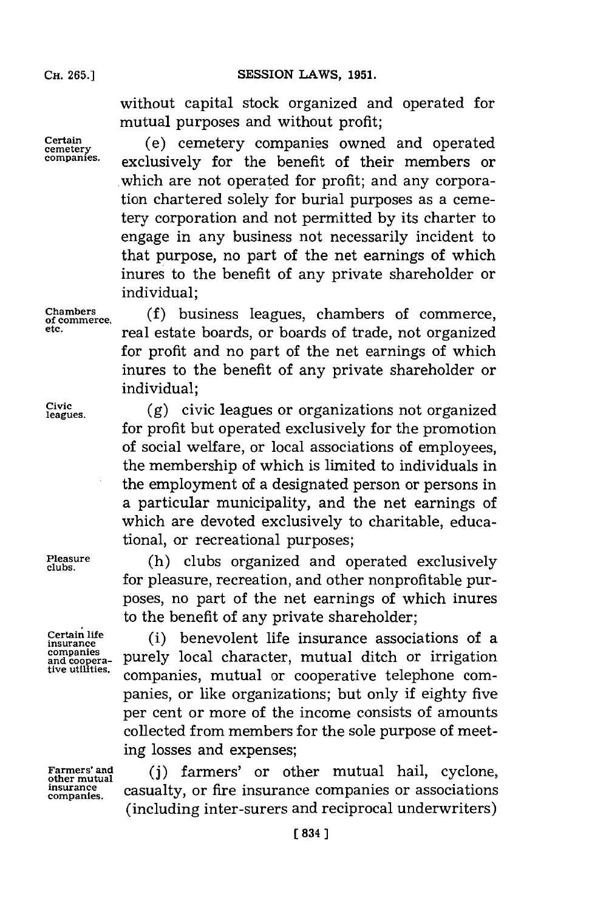without capital stock organized and operated for mutual purposes and without profit;

Certain cemetery companies.

(e) cemetery companies owned and operated exclusively for the benefit of their members or which are not operated for profit; and any corporation chartered solely for burial purposes as a cemetery corporation and not permitted by its charter to engage in any business not necessarily incident to that purpose, no part of the net earnings of which inures to the benefit of any private shareholder or individual;

Chambers of commerce, etc.

(f) business leagues, chambers of commerce, real estate boards, or boards of trade, not organized for profit and no part of the net earnings of which inures to the benefit of any private shareholder or individual;

Civic leagues.

(g) civic leagues or organizations not organized for profit but operated exclusively for the promotion of social welfare, or local associations of employees, the membership of which is limited to individuals in the employment of a designated person or persons in a particular municipality, and the net earnings of which are devoted exclusively to charitable, educational, or recreational purposes;

Pleasure clubs.

(h) clubs organized and operated exclusively for pleasure, recreation, and other nonprofitable purposes, no part of the net earnings of which inures to the benefit of any private shareholder;

Certain life insurance companies and cooperative utilities.

(i) benevolent life insurance associations of a purely local character, mutual ditch or irrigation companies, mutual or cooperative telephone companies, or like organizations; but only if eighty five per cent or more of the income consists of amounts collected from members for the sole purpose of meeting losses and expenses;

Farmers' and other mutual insurance companies.

(j) farmers' or other mutual hail, cyclone, casualty, or fire insurance companies or associations (including inter-surers and reciprocal underwriters)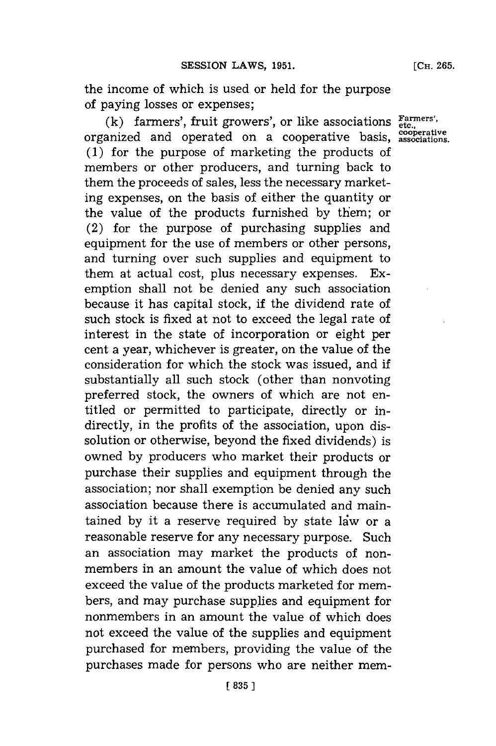the income of which is used or held for the purpose of paying losses or expenses;

Farmers', etc., cooperative associations.

(k) farmers', fruit growers', or like associations organized and operated on a cooperative basis, (1) for the purpose of marketing the products of members or other producers, and turning back to them the proceeds of sales, less the necessary marketing expenses, on the basis of either the quantity or the value of the products furnished by them; or (2) for the purpose of purchasing supplies and equipment for the use of members or other persons, and turning over such supplies and equipment to them at actual cost, plus necessary expenses. Exemption shall not be denied any such association because it has capital stock, if the dividend rate of such stock is fixed at not to exceed the legal rate of interest in the state of incorporation or eight per cent a year, whichever is greater, on the value of the consideration for which the stock was issued, and if substantially all such stock (other than nonvoting preferred stock, the owners of which are not entitled or permitted to participate, directly or indirectly, in the profits of the association, upon dissolution or otherwise, beyond the fixed dividends) is owned by producers who market their products or purchase their supplies and equipment through the association; nor shall exemption be denied any such association because there is accumulated and maintained by it a reserve required by state law or a reasonable reserve for any necessary purpose. Such an association may market the products of nonmembers in an amount the value of which does not exceed the value of the products marketed for members, and may purchase supplies and equipment for nonmembers in an amount the value of which does not exceed the value of the supplies and equipment purchased for members, providing the value of the purchases made for persons who are neither mem-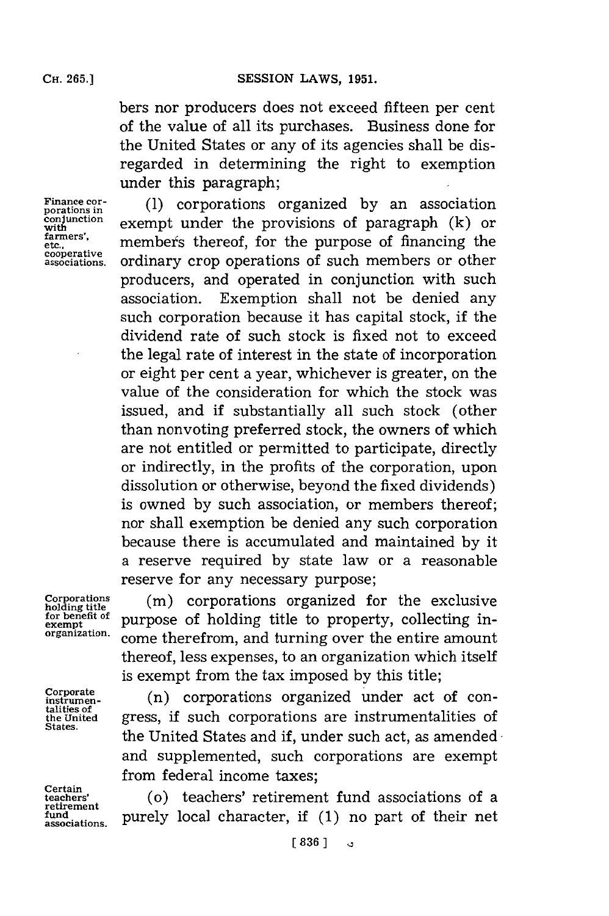bers nor producers does not exceed fifteen per cent of the value of all its purchases. Business done for the United States or any of its agencies shall be disregarded in determining the right to exemption under this paragraph;

Finance corporations in conjunction with farmers', etc., cooperative associations.

(l) corporations organized by an association exempt under the provisions of paragraph (k) or members thereof, for the purpose of financing the ordinary crop operations of such members or other producers, and operated in conjunction with such association. Exemption shall not be denied any such corporation because it has capital stock, if the dividend rate of such stock is fixed not to exceed the legal rate of interest in the state of incorporation or eight per cent a year, whichever is greater, on the value of the consideration for which the stock was issued, and if substantially all such stock (other than nonvoting preferred stock, the owners of which are not entitled or permitted to participate, directly or indirectly, in the profits of the corporation, upon dissolution or otherwise, beyond the fixed dividends) is owned by such association, or members thereof; nor shall exemption be denied any such corporation because there is accumulated and maintained by it a reserve required by state law or a reasonable reserve for any necessary purpose;

Corporations holding title for benefit of exempt organization.

(m) corporations organized for the exclusive purpose of holding title to property, collecting income therefrom, and turning over the entire amount thereof, less expenses, to an organization which itself is exempt from the tax imposed by this title;

Corporate instrumentalities of the United States.

(n) corporations organized under act of congress, if such corporations are instrumentalities of the United States and if, under such act, as amended and supplemented, such corporations are exempt from federal income taxes;

Certain teachers' retirement fund associations.

(o) teachers' retirement fund associations of a purely local character, if (1) no part of their net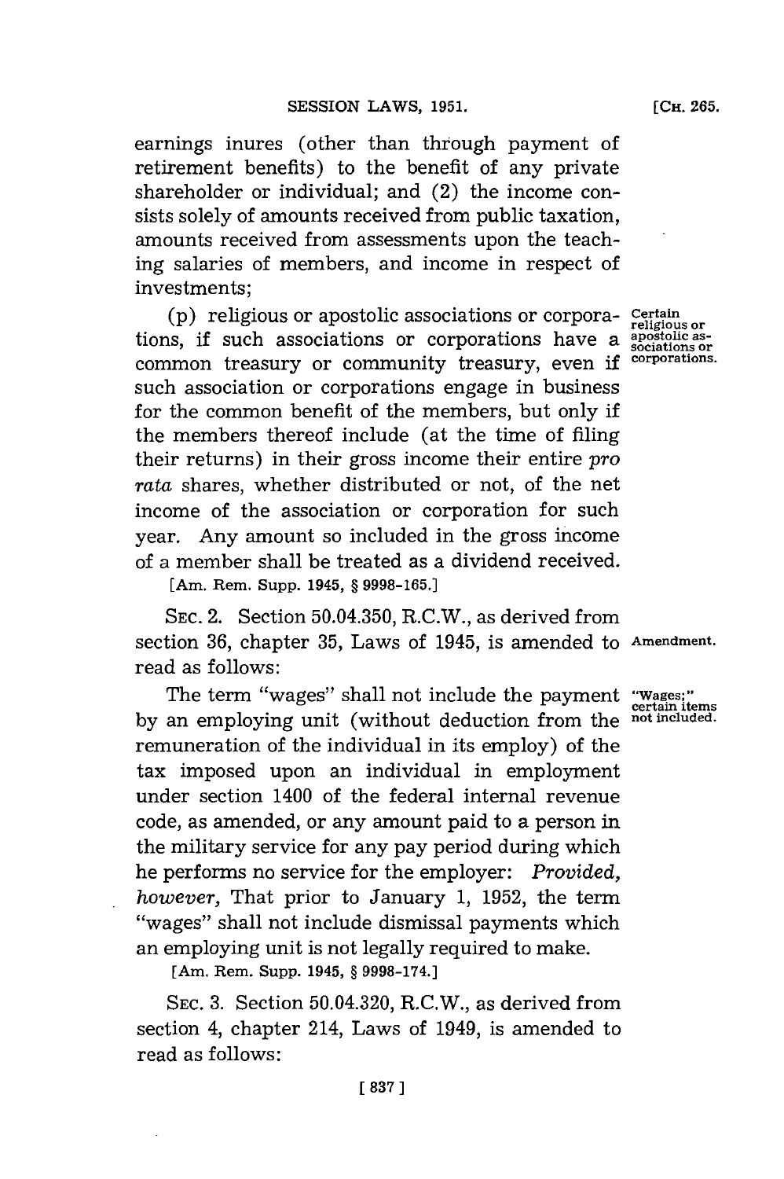earnings inures (other than through payment of retirement benefits) to the benefit of any private shareholder or individual; and (2) the income consists solely of amounts received from public taxation, amounts received from assessments upon the teaching salaries of members, and income in respect of investments;

Certain religious or apostolic associations or corporations.

(p) religious or apostolic associations or corporations, if such associations or corporations have a common treasury or community treasury, even if such association or corporations engage in business for the common benefit of the members, but only if the members thereof include (at the time of filing their returns) in their gross income their entire *pro rata* shares, whether distributed or not, of the net income of the association or corporation for such year. Any amount so included in the gross income of a member shall be treated as a dividend received.

[Am. Rem. Supp. 1945, § 9998-165.]

Amendment.

SEC. 2. Section 50.04.350, R.C.W., as derived from section 36, chapter 35, Laws of 1945, is amended to read as follows:

"Wages;" certain items not included.

The term "wages" shall not include the payment by an employing unit (without deduction from the remuneration of the individual in its employ) of the tax imposed upon an individual in employment under section 1400 of the federal internal revenue code, as amended, or any amount paid to a person in the military service for any pay period during which he performs no service for the employer: *Provided, however,* That prior to January 1, 1952, the term "wages" shall not include dismissal payments which an employing unit is not legally required to make.

[Am. Rem. Supp. 1945, § 9998-174.]

SEC. 3. Section 50.04.320, R.C.W., as derived from section 4, chapter 214, Laws of 1949, is amended to read as follows: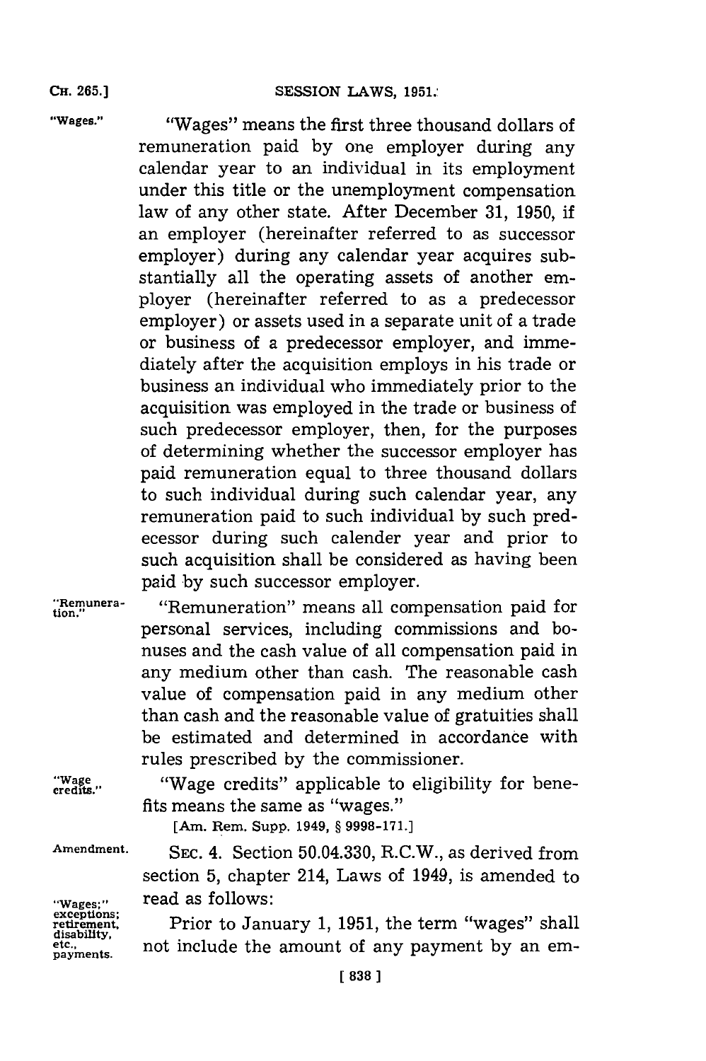"Wages." "Wages" means the first three thousand dollars of remuneration paid by one employer during any calendar year to an individual in its employment under this title or the unemployment compensation law of any other state. After December 31, 1950, if an employer (hereinafter referred to as successor employer) during any calendar year acquires substantially all the operating assets of another employer (hereinafter referred to as a predecessor employer) or assets used in a separate unit of a trade or business of a predecessor employer, and immediately after the acquisition employs in his trade or business an individual who immediately prior to the acquisition was employed in the trade or business of such predecessor employer, then, for the purposes of determining whether the successor employer has paid remuneration equal to three thousand dollars to such individual during such calendar year, any remuneration paid to such individual by such predecessor during such calender year and prior to such acquisition shall be considered as having been paid by such successor employer.

"Remuneration." "Remuneration" means all compensation paid for personal services, including commissions and bonuses and the cash value of all compensation paid in any medium other than cash. The reasonable cash value of compensation paid in any medium other than cash and the reasonable value of gratuities shall be estimated and determined in accordance with rules prescribed by the commissioner.

"Wage credits." "Wage credits" applicable to eligibility for benefits means the same as "wages."

[Am. Rem. Supp. 1949, § 9998-171.]

Amendment. SEC. 4. Section 50.04.330, R.C.W., as derived from section 5, chapter 214, Laws of 1949, is amended to read as follows:

"Wages;" exceptions; retirement, disability, etc., payments. Prior to January 1, 1951, the term "wages" shall not include the amount of any payment by an em-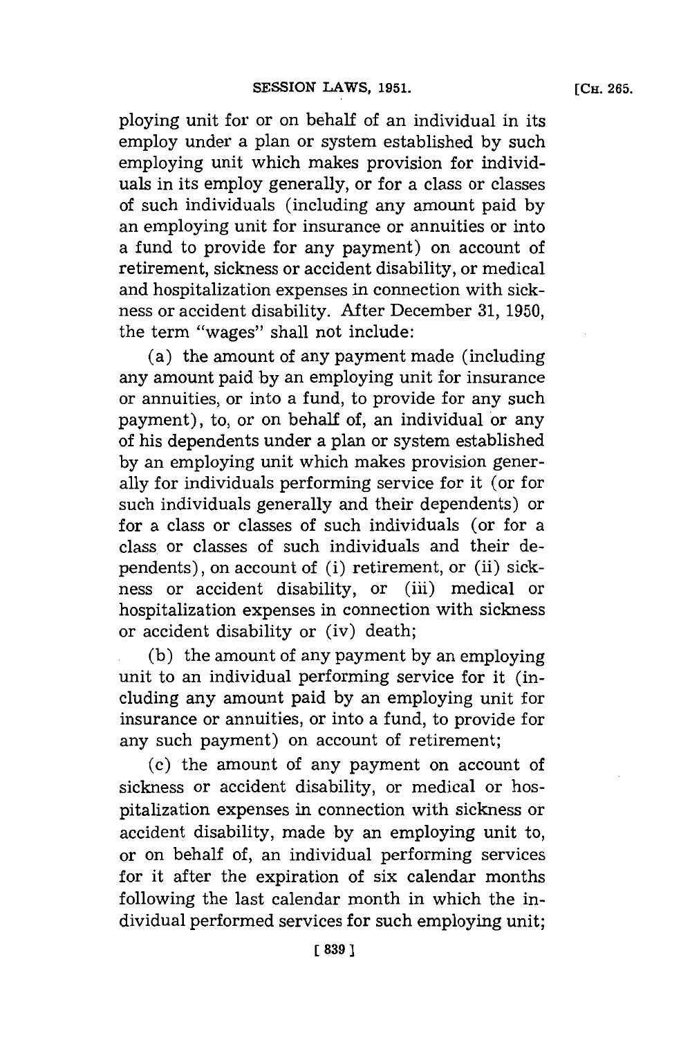ploying unit for or on behalf of an individual in its employ under a plan or system established by such employing unit which makes provision for individuals in its employ generally, or for a class or classes of such individuals (including any amount paid by an employing unit for insurance or annuities or into a fund to provide for any payment) on account of retirement, sickness or accident disability, or medical and hospitalization expenses in connection with sickness or accident disability. After December 31, 1950, the term "wages" shall not include:

(a) the amount of any payment made (including any amount paid by an employing unit for insurance or annuities, or into a fund, to provide for any such payment), to, or on behalf of, an individual or any of his dependents under a plan or system established by an employing unit which makes provision generally for individuals performing service for it (or for such individuals generally and their dependents) or for a class or classes of such individuals (or for a class or classes of such individuals and their dependents), on account of (i) retirement, or (ii) sickness or accident disability, or (iii) medical or hospitalization expenses in connection with sickness or accident disability or (iv) death;

(b) the amount of any payment by an employing unit to an individual performing service for it (including any amount paid by an employing unit for insurance or annuities, or into a fund, to provide for any such payment) on account of retirement;

(c) the amount of any payment on account of sickness or accident disability, or medical or hospitalization expenses in connection with sickness or accident disability, made by an employing unit to, or on behalf of, an individual performing services for it after the expiration of six calendar months following the last calendar month in which the individual performed services for such employing unit;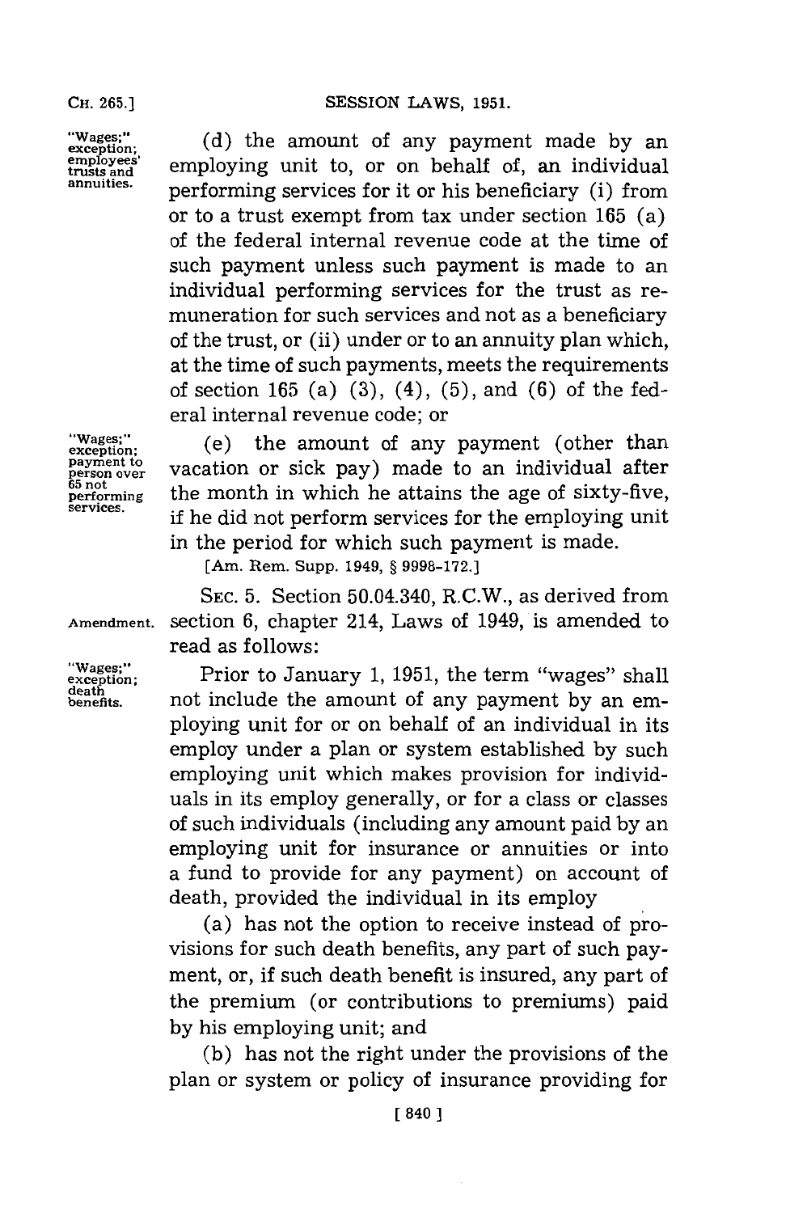"Wages;" exception; employees' trusts and annuities.

(d) the amount of any payment made by an employing unit to, or on behalf of, an individual performing services for it or his beneficiary (i) from or to a trust exempt from tax under section 165 (a) of the federal internal revenue code at the time of such payment unless such payment is made to an individual performing services for the trust as remuneration for such services and not as a beneficiary of the trust, or (ii) under or to an annuity plan which, at the time of such payments, meets the requirements of section 165 (a) (3), (4), (5), and (6) of the federal internal revenue code; or

"Wages;" exception; payment to person over 65 not performing services.

(e) the amount of any payment (other than vacation or sick pay) made to an individual after the month in which he attains the age of sixty-five, if he did not perform services for the employing unit in the period for which such payment is made.

[Am. Rem. Supp. 1949, § 9998-172.]

Amendment.

SEC. 5. Section 50.04.340, R.C.W., as derived from section 6, chapter 214, Laws of 1949, is amended to read as follows:

"Wages;" exception; death benefits.

Prior to January 1, 1951, the term "wages" shall not include the amount of any payment by an employing unit for or on behalf of an individual in its employ under a plan or system established by such employing unit which makes provision for individuals in its employ generally, or for a class or classes of such individuals (including any amount paid by an employing unit for insurance or annuities or into a fund to provide for any payment) on account of death, provided the individual in its employ

(a) has not the option to receive instead of provisions for such death benefits, any part of such payment, or, if such death benefit is insured, any part of the premium (or contributions to premiums) paid by his employing unit; and

(b) has not the right under the provisions of the plan or system or policy of insurance providing for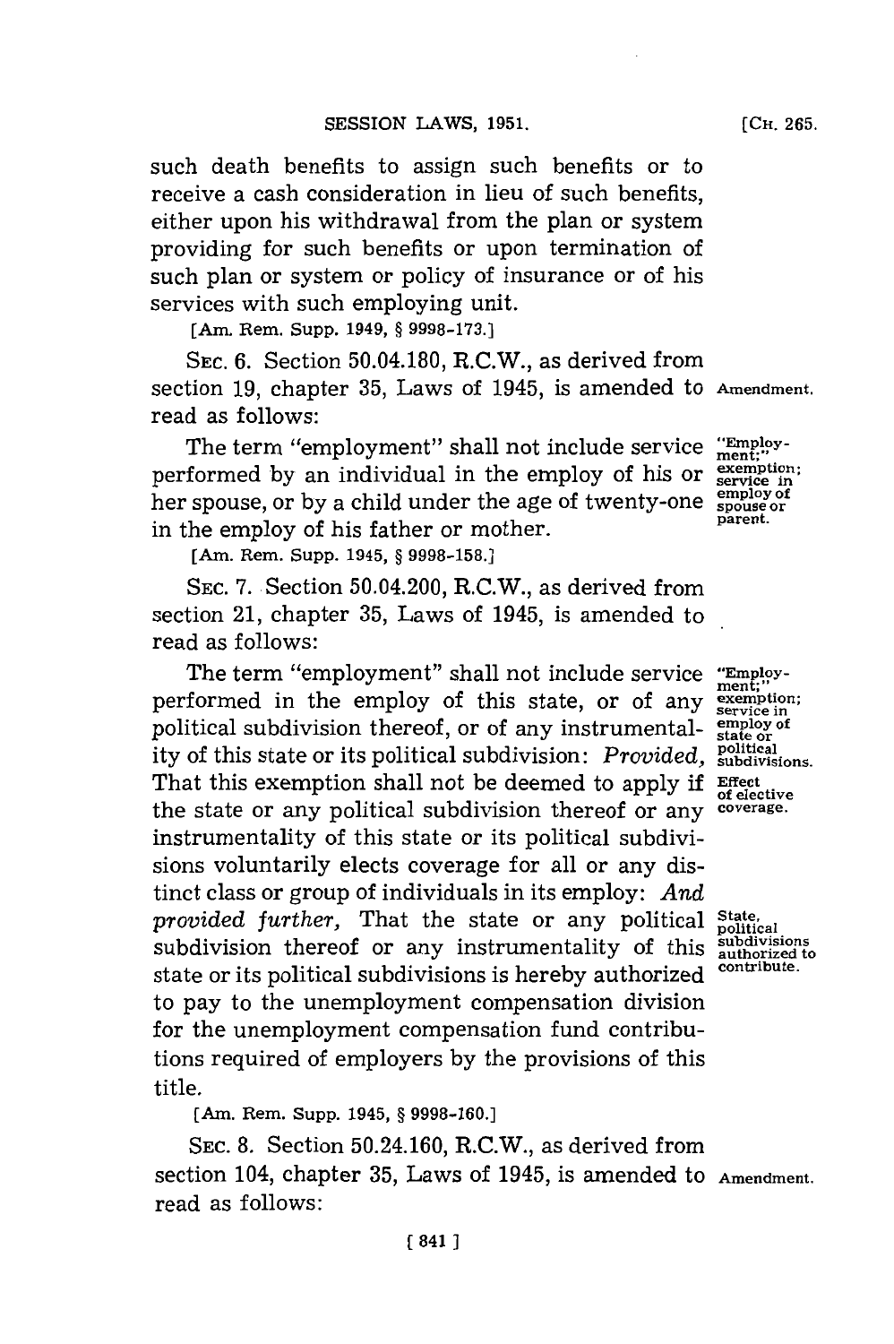such death benefits to assign such benefits or to receive a cash consideration in lieu of such benefits, either upon his withdrawal from the plan or system providing for such benefits or upon termination of such plan or system or policy of insurance or of his services with such employing unit.

[Am. Rem. Supp. 1949, § 9998-173.]

SEC. 6. Section 50.04.180, R.C.W., as derived from section 19, chapter 35, Laws of 1945, is amended to read as follows:

Amendment.

The term "employment" shall not include service performed by an individual in the employ of his or her spouse, or by a child under the age of twenty-one in the employ of his father or mother.

"Employment;" exemption; service in employ of spouse or parent.

[Am. Rem. Supp. 1945, § 9998-158.]

SEC. 7. Section 50.04.200, R.C.W., as derived from section 21, chapter 35, Laws of 1945, is amended to read as follows:

The term "employment" shall not include service performed in the employ of this state, or of any political subdivision thereof, or of any instrumentality of this state or its political subdivision: *Provided,* That this exemption shall not be deemed to apply if the state or any political subdivision thereof or any instrumentality of this state or its political subdivisions voluntarily elects coverage for all or any distinct class or group of individuals in its employ: *And provided further,* That the state or any political subdivision thereof or any instrumentality of this state or its political subdivisions is hereby authorized to pay to the unemployment compensation division for the unemployment compensation fund contributions required of employers by the provisions of this title.

"Employment;" exemption; service in employ of state or political subdivisions.

Effect of elective coverage.

State, political subdivisions authorized to contribute.

[Am. Rem. Supp. 1945, § 9998-160.]

SEC. 8. Section 50.24.160, R.C.W., as derived from section 104, chapter 35, Laws of 1945, is amended to read as follows:

Amendment.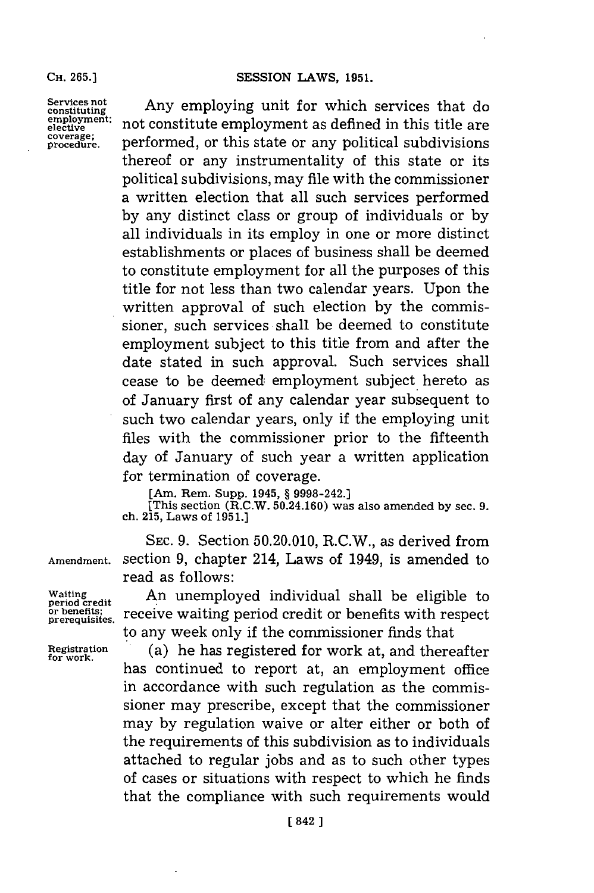*Services not constituting employment; elective coverage; procedure.*

Any employing unit for which services that do not constitute employment as defined in this title are performed, or this state or any political subdivisions thereof or any instrumentality of this state or its political subdivisions, may file with the commissioner a written election that all such services performed by any distinct class or group of individuals or by all individuals in its employ in one or more distinct establishments or places of business shall be deemed to constitute employment for all the purposes of this title for not less than two calendar years. Upon the written approval of such election by the commissioner, such services shall be deemed to constitute employment subject to this title from and after the date stated in such approval. Such services shall cease to be deemed employment subject hereto as of January first of any calendar year subsequent to such two calendar years, only if the employing unit files with the commissioner prior to the fifteenth day of January of such year a written application for termination of coverage.

[Am. Rem. Supp. 1945, § 9998-242.]
[This section (R.C.W. 50.24.160) was also amended by sec. 9. ch. 215, Laws of 1951.]

*Amendment.*

SEC. 9. Section 50.20.010, R.C.W., as derived from section 9, chapter 214, Laws of 1949, is amended to read as follows:

*Waiting period credit or benefits; prerequisites.*

An unemployed individual shall be eligible to receive waiting period credit or benefits with respect to any week only if the commissioner finds that

*Registration for work.*

(a) he has registered for work at, and thereafter has continued to report at, an employment office in accordance with such regulation as the commissioner may prescribe, except that the commissioner may by regulation waive or alter either or both of the requirements of this subdivision as to individuals attached to regular jobs and as to such other types of cases or situations with respect to which he finds that the compliance with such requirements would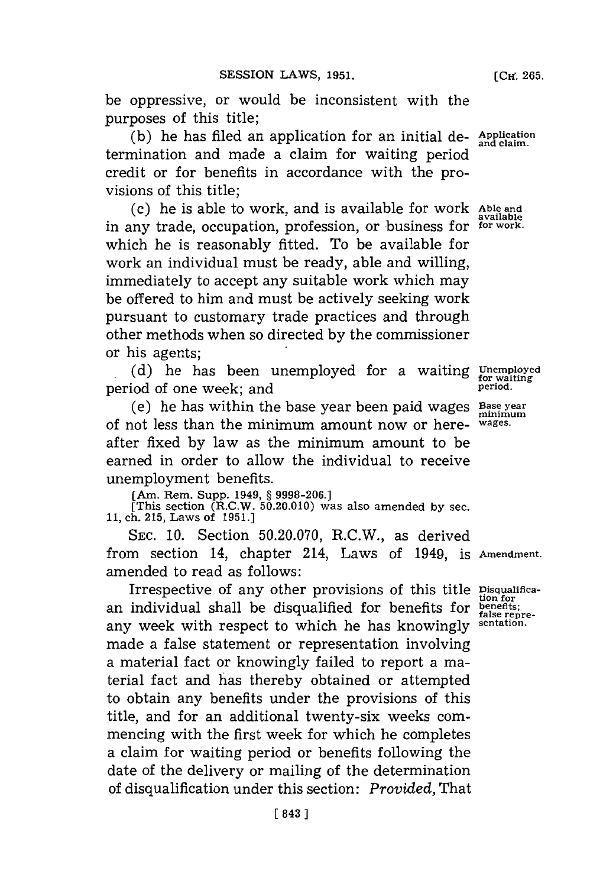be oppressive, or would be inconsistent with the purposes of this title;

(b) he has filed an application for an initial determination and made a claim for waiting period credit or for benefits in accordance with the provisions of this title;

(c) he is able to work, and is available for work in any trade, occupation, profession, or business for which he is reasonably fitted. To be available for work an individual must be ready, able and willing, immediately to accept any suitable work which may be offered to him and must be actively seeking work pursuant to customary trade practices and through other methods when so directed by the commissioner or his agents;

(d) he has been unemployed for a waiting period of one week; and

(e) he has within the base year been paid wages of not less than the minimum amount now or hereafter fixed by law as the minimum amount to be earned in order to allow the individual to receive unemployment benefits.

[Am. Rem. Supp. 1949, § 9998-206.]
[This section (R.C.W. 50.20.010) was also amended by sec. 11, ch. 215, Laws of 1951.]

SEC. 10. Section 50.20.070, R.C.W., as derived from section 14, chapter 214, Laws of 1949, is amended to read as follows:

Irrespective of any other provisions of this title an individual shall be disqualified for benefits for any week with respect to which he has knowingly made a false statement or representation involving a material fact or knowingly failed to report a material fact and has thereby obtained or attempted to obtain any benefits under the provisions of this title, and for an additional twenty-six weeks commencing with the first week for which he completes a claim for waiting period or benefits following the date of the delivery or mailing of the determination of disqualification under this section: *Provided*, That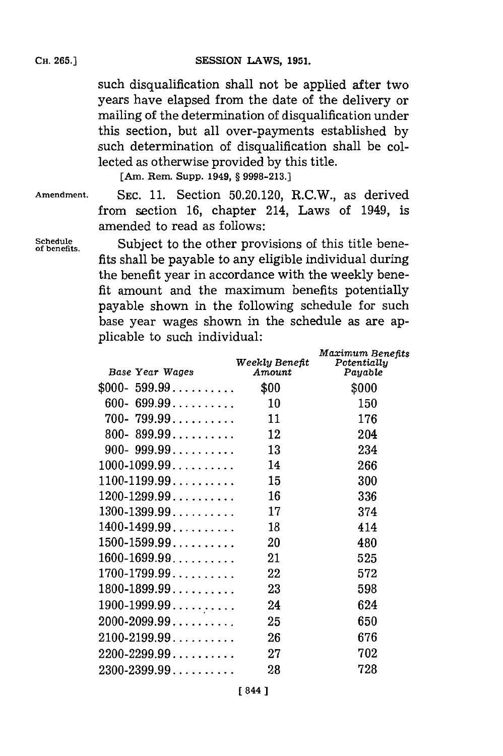such disqualification shall not be applied after two years have elapsed from the date of the delivery or mailing of the determination of disqualification under this section, but all over-payments established by such determination of disqualification shall be collected as otherwise provided by this title.

[Am. Rem. Supp. 1949, § 9998-213.]

Amendment.

SEC. 11. Section 50.20.120, R.C.W., as derived from section 16, chapter 214, Laws of 1949, is amended to read as follows:

Schedule of benefits.

Subject to the other provisions of this title benefits shall be payable to any eligible individual during the benefit year in accordance with the weekly benefit amount and the maximum benefits potentially payable shown in the following schedule for such base year wages shown in the schedule as are applicable to such individual:

| *Base Year Wages* | *Weekly Benefit Amount* | *Maximum Benefits Potentially Payable* |
|---|---|---|
| $000- 599.99.......... | $00 | $000 |
| 600- 699.99.......... | 10 | 150 |
| 700- 799.99.......... | 11 | 176 |
| 800- 899.99.......... | 12 | 204 |
| 900- 999.99.......... | 13 | 234 |
| 1000-1099.99.......... | 14 | 266 |
| 1100-1199.99.......... | 15 | 300 |
| 1200-1299.99.......... | 16 | 336 |
| 1300-1399.99.......... | 17 | 374 |
| 1400-1499.99.......... | 18 | 414 |
| 1500-1599.99.......... | 20 | 480 |
| 1600-1699.99.......... | 21 | 525 |
| 1700-1799.99.......... | 22 | 572 |
| 1800-1899.99.......... | 23 | 598 |
| 1900-1999.99.......... | 24 | 624 |
| 2000-2099.99.......... | 25 | 650 |
| 2100-2199.99.......... | 26 | 676 |
| 2200-2299.99.......... | 27 | 702 |
| 2300-2399.99.......... | 28 | 728 |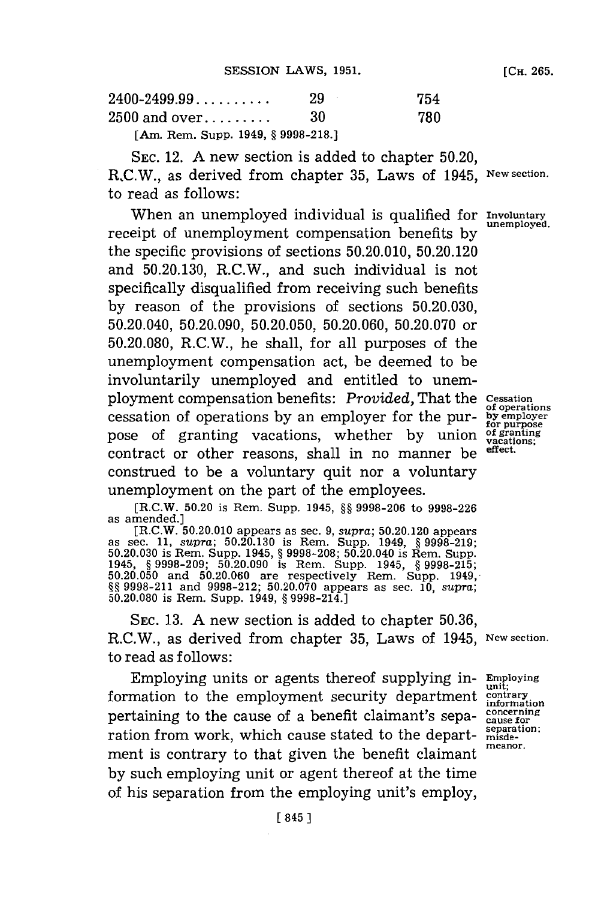| | | |
|---|---|---|
| 2400-2499.99.......... | 29 | 754 |
| 2500 and over......... | 30 | 780 |

[Am. Rem. Supp. 1949, § 9998-218.]

SEC. 12. A new section is added to chapter 50.20, R.C.W., as derived from chapter 35, Laws of 1945, to read as follows: *New section.*

When an unemployed individual is qualified for receipt of unemployment compensation benefits by the specific provisions of sections 50.20.010, 50.20.120 and 50.20.130, R.C.W., and such individual is not specifically disqualified from receiving such benefits by reason of the provisions of sections 50.20.030, 50.20.040, 50.20.090, 50.20.050, 50.20.060, 50.20.070 or 50.20.080, R.C.W., he shall, for all purposes of the unemployment compensation act, be deemed to be involuntarily unemployed and entitled to unemployment compensation benefits: *Provided,* That the cessation of operations by an employer for the purpose of granting vacations, whether by union contract or other reasons, shall in no manner be construed to be a voluntary quit nor a voluntary unemployment on the part of the employees. *Involuntary unemployed.* *Cessation of operations by employer for purpose of granting vacations; effect.*

[R.C.W. 50.20 is Rem. Supp. 1945, §§ 9998-206 to 9998-226 as amended.]

[R.C.W. 50.20.010 appears as sec. 9, *supra*; 50.20.120 appears as sec. 11, *supra*; 50.20.130 is Rem. Supp. 1949, § 9998-219; 50.20.030 is Rem. Supp. 1945, § 9998-208; 50.20.040 is Rem. Supp. 1945, § 9998-209; 50.20.090 is Rem. Supp. 1945, § 9998-215; 50.20.050 and 50.20.060 are respectively Rem. Supp. 1949, §§ 9998-211 and 9998-212; 50.20.070 appears as sec. 10, *supra*; 50.20.080 is Rem. Supp. 1949, § 9998-214.]

SEC. 13. A new section is added to chapter 50.36, R.C.W., as derived from chapter 35, Laws of 1945, to read as follows: *New section.*

Employing units or agents thereof supplying information to the employment security department pertaining to the cause of a benefit claimant's separation from work, which cause stated to the department is contrary to that given the benefit claimant by such employing unit or agent thereof at the time of his separation from the employing unit's employ, *Employing unit; contrary information concerning cause for separation; misdemeanor.*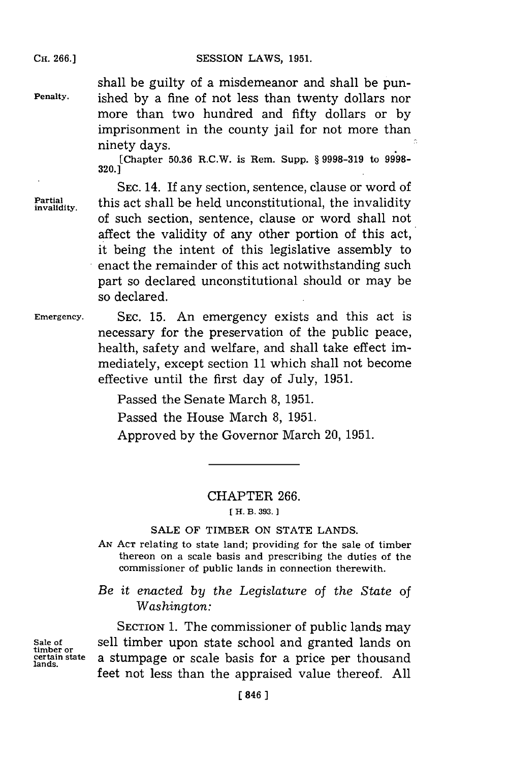shall be guilty of a misdemeanor and shall be punished by a fine of not less than twenty dollars nor more than two hundred and fifty dollars or by imprisonment in the county jail for not more than ninety days.

Penalty.

[Chapter 50.36 R.C.W. is Rem. Supp. § 9998-319 to 9998-320.]

Partial invalidity.

SEC. 14. If any section, sentence, clause or word of this act shall be held unconstitutional, the invalidity of such section, sentence, clause or word shall not affect the validity of any other portion of this act, it being the intent of this legislative assembly to enact the remainder of this act notwithstanding such part so declared unconstitutional should or may be so declared.

Emergency.

SEC. 15. An emergency exists and this act is necessary for the preservation of the public peace, health, safety and welfare, and shall take effect immediately, except section 11 which shall not become effective until the first day of July, 1951.

Passed the Senate March 8, 1951.

Passed the House March 8, 1951.

Approved by the Governor March 20, 1951.

---

## CHAPTER 266.

[ H. B. 393. ]

### SALE OF TIMBER ON STATE LANDS.

AN ACT relating to state land; providing for the sale of timber thereon on a scale basis and prescribing the duties of the commissioner of public lands in connection therewith.

*Be it enacted by the Legislature of the State of Washington:*

Sale of timber on certain state lands.

SECTION 1. The commissioner of public lands may sell timber upon state school and granted lands on a stumpage or scale basis for a price per thousand feet not less than the appraised value thereof. All